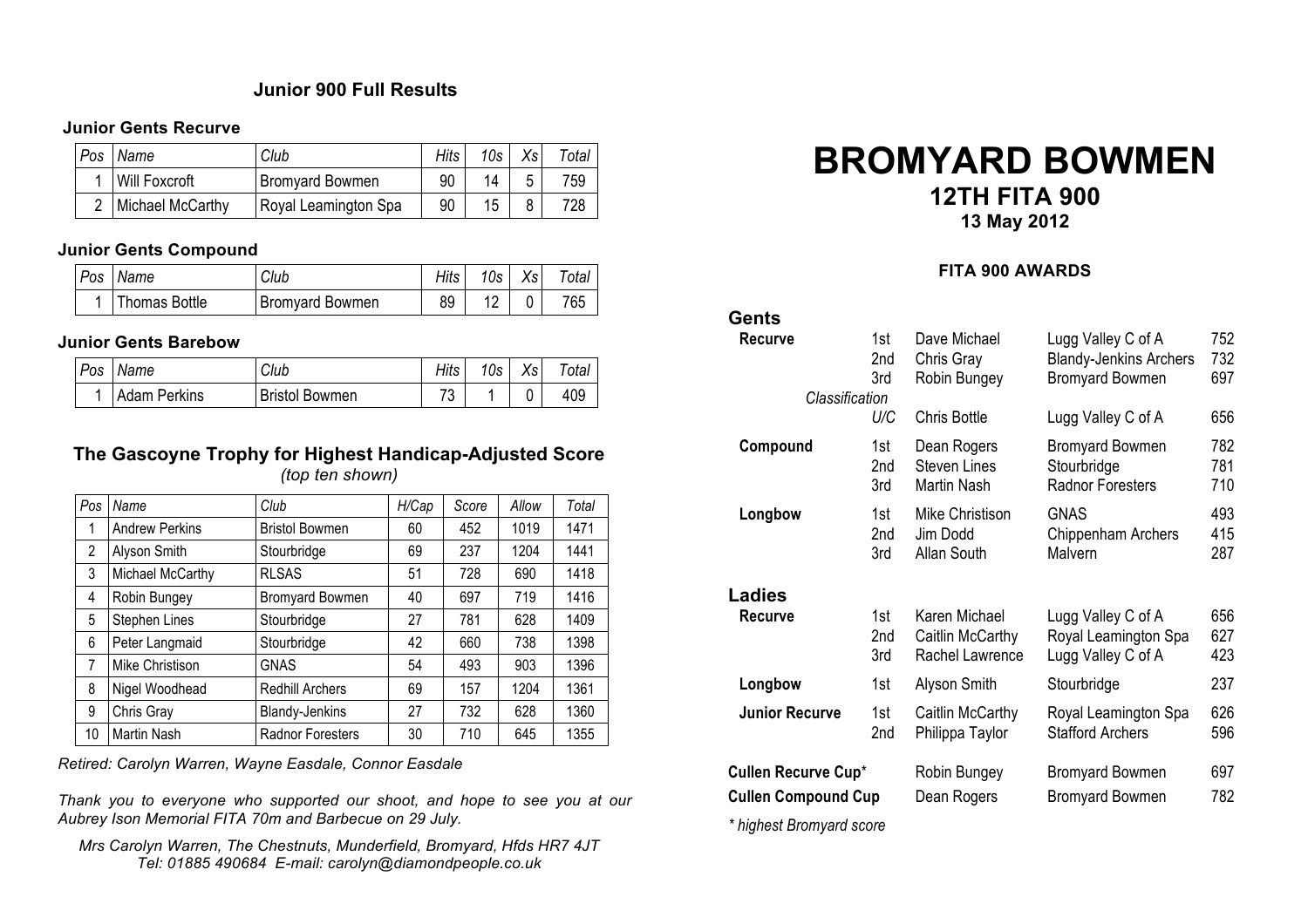## Junior 900 Full Results

### Junior Gents Recurve

| Pos | Name | Club | Hits | 10s | Xs | Total |
|---|---|---|---|---|---|---|
| 1 | Will Foxcroft | Bromyard Bowmen | 90 | 14 | 5 | 759 |
| 2 | Michael McCarthy | Royal Leamington Spa | 90 | 15 | 8 | 728 |

### Junior Gents Compound

| Pos | Name | Club | Hits | 10s | Xs | Total |
|---|---|---|---|---|---|---|
| 1 | Thomas Bottle | Bromyard Bowmen | 89 | 12 | 0 | 765 |

### Junior Gents Barebow

| Pos | Name | Club | Hits | 10s | Xs | Total |
|---|---|---|---|---|---|---|
| 1 | Adam Perkins | Bristol Bowmen | 73 | 1 | 0 | 409 |

### The Gascoyne Trophy for Highest Handicap-Adjusted Score

*(top ten shown)*

| Pos | Name | Club | H/Cap | Score | Allow | Total |
|---|---|---|---|---|---|---|
| 1 | Andrew Perkins | Bristol Bowmen | 60 | 452 | 1019 | 1471 |
| 2 | Alyson Smith | Stourbridge | 69 | 237 | 1204 | 1441 |
| 3 | Michael McCarthy | RLSAS | 51 | 728 | 690 | 1418 |
| 4 | Robin Bungey | Bromyard Bowmen | 40 | 697 | 719 | 1416 |
| 5 | Stephen Lines | Stourbridge | 27 | 781 | 628 | 1409 |
| 6 | Peter Langmaid | Stourbridge | 42 | 660 | 738 | 1398 |
| 7 | Mike Christison | GNAS | 54 | 493 | 903 | 1396 |
| 8 | Nigel Woodhead | Redhill Archers | 69 | 157 | 1204 | 1361 |
| 9 | Chris Gray | Blandy-Jenkins | 27 | 732 | 628 | 1360 |
| 10 | Martin Nash | Radnor Foresters | 30 | 710 | 645 | 1355 |

*Retired: Carolyn Warren, Wayne Easdale, Connor Easdale*

*Thank you to everyone who supported our shoot, and hope to see you at our Aubrey Ison Memorial FITA 70m and Barbecue on 29 July.*

*Mrs Carolyn Warren, The Chestnuts, Munderfield, Bromyard, Hfds HR7 4JT*
*Tel: 01885 490684 E-mail: carolyn@diamondpeople.co.uk*

# BROMYARD BOWMEN

## 12TH FITA 900

**13 May 2012**

### FITA 900 AWARDS

## Gents

| Category | Place | Name | Club | Score |
|---|---|---|---|---|
| **Recurve** | 1st | Dave Michael | Lugg Valley C of A | 752 |
| | 2nd | Chris Gray | Blandy-Jenkins Archers | 732 |
| | 3rd | Robin Bungey | Bromyard Bowmen | 697 |
| *Classification* | U/C | Chris Bottle | Lugg Valley C of A | 656 |
| **Compound** | 1st | Dean Rogers | Bromyard Bowmen | 782 |
| | 2nd | Steven Lines | Stourbridge | 781 |
| | 3rd | Martin Nash | Radnor Foresters | 710 |
| **Longbow** | 1st | Mike Christison | GNAS | 493 |
| | 2nd | Jim Dodd | Chippenham Archers | 415 |
| | 3rd | Allan South | Malvern | 287 |

## Ladies

| Category | Place | Name | Club | Score |
|---|---|---|---|---|
| **Recurve** | 1st | Karen Michael | Lugg Valley C of A | 656 |
| | 2nd | Caitlin McCarthy | Royal Leamington Spa | 627 |
| | 3rd | Rachel Lawrence | Lugg Valley C of A | 423 |
| **Longbow** | 1st | Alyson Smith | Stourbridge | 237 |
| **Junior Recurve** | 1st | Caitlin McCarthy | Royal Leamington Spa | 626 |
| | 2nd | Philippa Taylor | Stafford Archers | 596 |

| Award | Name | Club | Score |
|---|---|---|---|
| **Cullen Recurve Cup*** | Robin Bungey | Bromyard Bowmen | 697 |
| **Cullen Compound Cup** | Dean Rogers | Bromyard Bowmen | 782 |

*\* highest Bromyard score*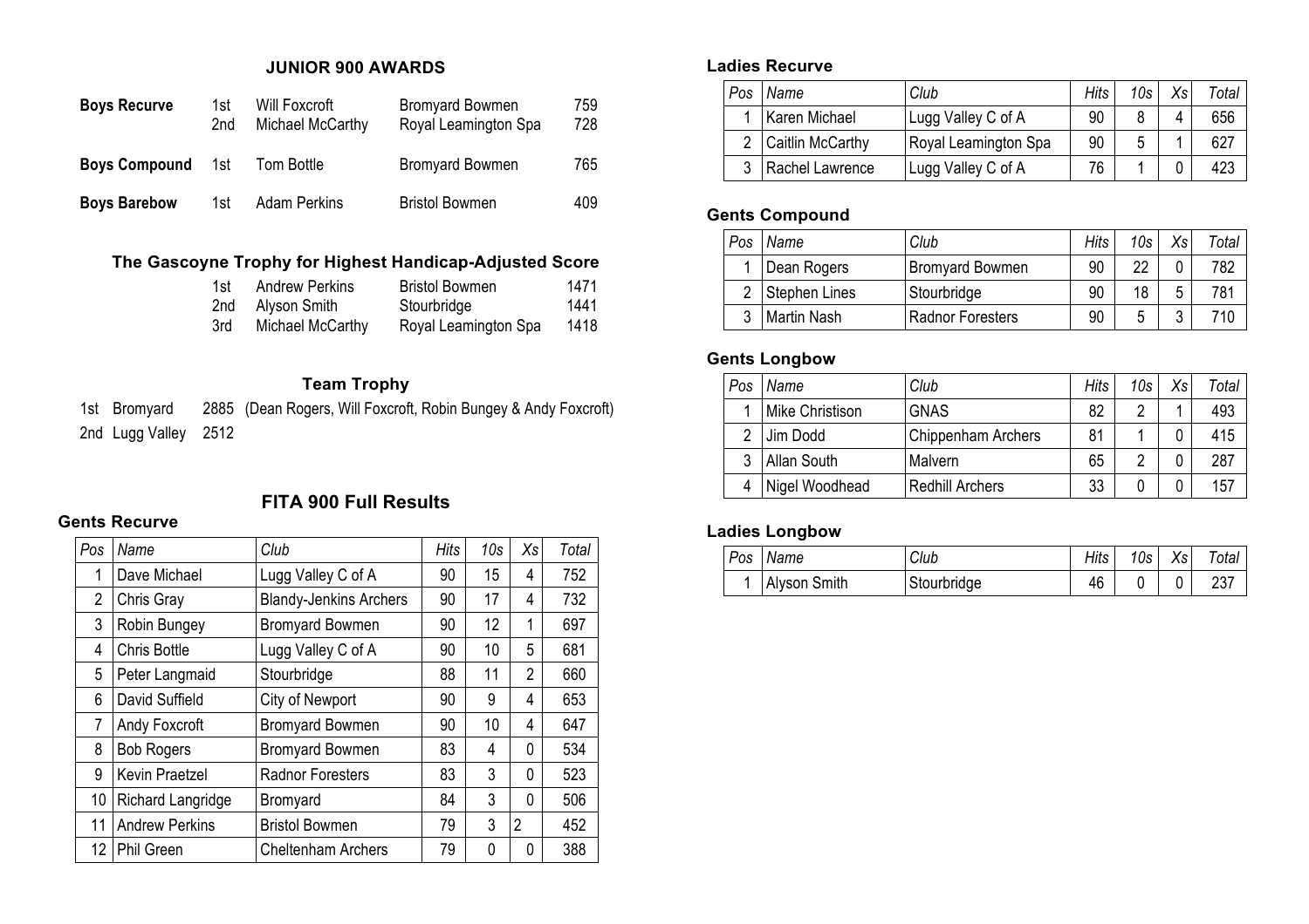## JUNIOR 900 AWARDS

| | | | | |
|---|---|---|---|---|
| **Boys Recurve** | 1st | Will Foxcroft | Bromyard Bowmen | 759 |
| | 2nd | Michael McCarthy | Royal Leamington Spa | 728 |
| **Boys Compound** | 1st | Tom Bottle | Bromyard Bowmen | 765 |
| **Boys Barebow** | 1st | Adam Perkins | Bristol Bowmen | 409 |

## The Gascoyne Trophy for Highest Handicap-Adjusted Score

| | | | |
|---|---|---|---|
| 1st | Andrew Perkins | Bristol Bowmen | 1471 |
| 2nd | Alyson Smith | Stourbridge | 1441 |
| 3rd | Michael McCarthy | Royal Leamington Spa | 1418 |

## Team Trophy

1st Bromyard 2885 (Dean Rogers, Will Foxcroft, Robin Bungey & Andy Foxcroft)

2nd Lugg Valley 2512

## FITA 900 Full Results

### Gents Recurve

| *Pos* | *Name* | *Club* | *Hits* | *10s* | *Xs* | *Total* |
|---|---|---|---|---|---|---|
| 1 | Dave Michael | Lugg Valley C of A | 90 | 15 | 4 | 752 |
| 2 | Chris Gray | Blandy-Jenkins Archers | 90 | 17 | 4 | 732 |
| 3 | Robin Bungey | Bromyard Bowmen | 90 | 12 | 1 | 697 |
| 4 | Chris Bottle | Lugg Valley C of A | 90 | 10 | 5 | 681 |
| 5 | Peter Langmaid | Stourbridge | 88 | 11 | 2 | 660 |
| 6 | David Suffield | City of Newport | 90 | 9 | 4 | 653 |
| 7 | Andy Foxcroft | Bromyard Bowmen | 90 | 10 | 4 | 647 |
| 8 | Bob Rogers | Bromyard Bowmen | 83 | 4 | 0 | 534 |
| 9 | Kevin Praetzel | Radnor Foresters | 83 | 3 | 0 | 523 |
| 10 | Richard Langridge | Bromyard | 84 | 3 | 0 | 506 |
| 11 | Andrew Perkins | Bristol Bowmen | 79 | 3 | 2 | 452 |
| 12 | Phil Green | Cheltenham Archers | 79 | 0 | 0 | 388 |

### Ladies Recurve

| *Pos* | *Name* | *Club* | *Hits* | *10s* | *Xs* | *Total* |
|---|---|---|---|---|---|---|
| 1 | Karen Michael | Lugg Valley C of A | 90 | 8 | 4 | 656 |
| 2 | Caitlin McCarthy | Royal Leamington Spa | 90 | 5 | 1 | 627 |
| 3 | Rachel Lawrence | Lugg Valley C of A | 76 | 1 | 0 | 423 |

### Gents Compound

| *Pos* | *Name* | *Club* | *Hits* | *10s* | *Xs* | *Total* |
|---|---|---|---|---|---|---|
| 1 | Dean Rogers | Bromyard Bowmen | 90 | 22 | 0 | 782 |
| 2 | Stephen Lines | Stourbridge | 90 | 18 | 5 | 781 |
| 3 | Martin Nash | Radnor Foresters | 90 | 5 | 3 | 710 |

### Gents Longbow

| *Pos* | *Name* | *Club* | *Hits* | *10s* | *Xs* | *Total* |
|---|---|---|---|---|---|---|
| 1 | Mike Christison | GNAS | 82 | 2 | 1 | 493 |
| 2 | Jim Dodd | Chippenham Archers | 81 | 1 | 0 | 415 |
| 3 | Allan South | Malvern | 65 | 2 | 0 | 287 |
| 4 | Nigel Woodhead | Redhill Archers | 33 | 0 | 0 | 157 |

### Ladies Longbow

| *Pos* | *Name* | *Club* | *Hits* | *10s* | *Xs* | *Total* |
|---|---|---|---|---|---|---|
| 1 | Alyson Smith | Stourbridge | 46 | 0 | 0 | 237 |